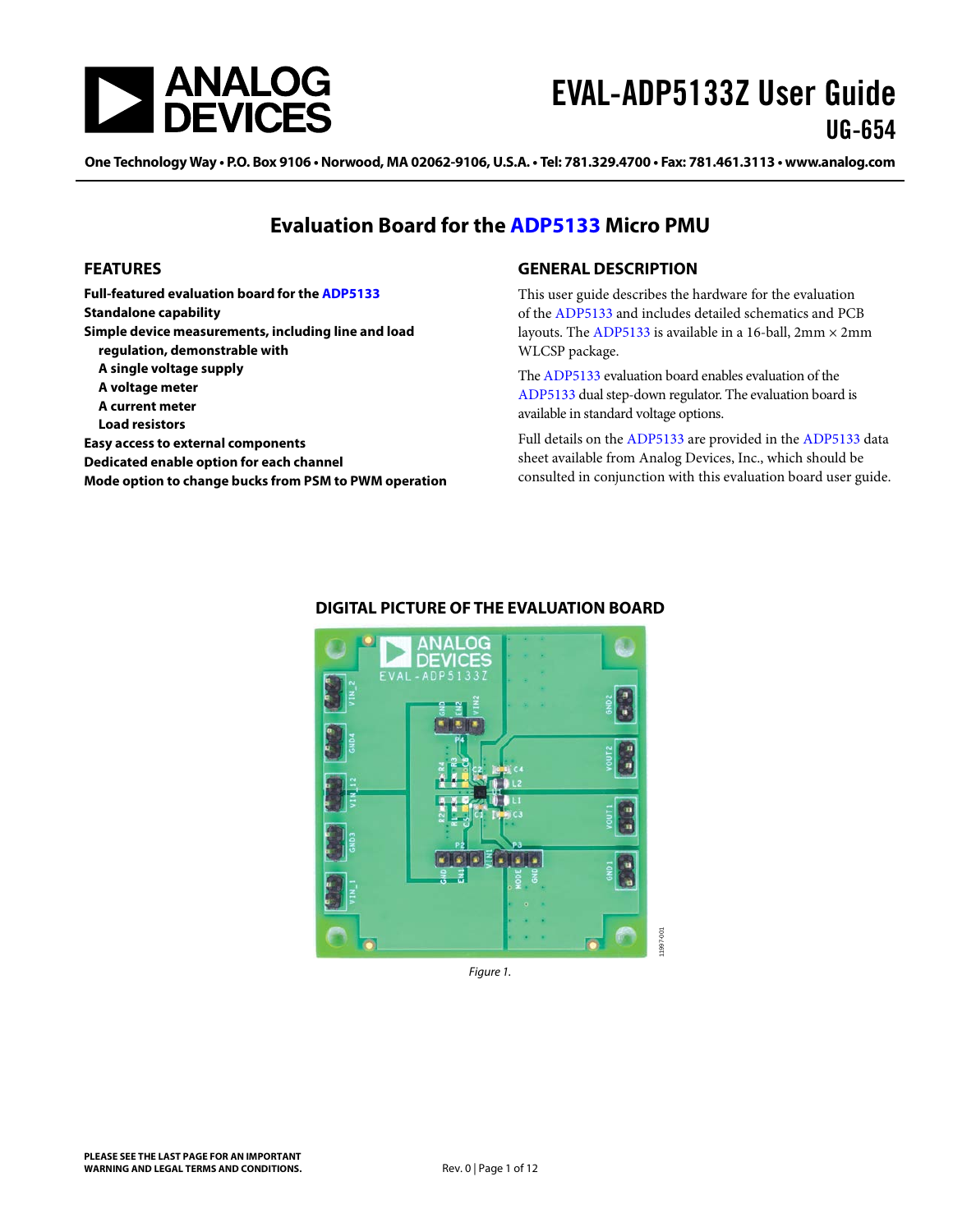# EVAL-ADP5133Z User Guide

UG-654

One Technology Way • P.O. Box 9106 • Norwood, MA 02062-9106, U.S.A. • Tel: 781.329.4700 • Fax: 781.461.3113 • www.analog.com

## Evaluation Board for the ADP5133 Micro PMU

### FEATURES

**Full-featured evaluation board for the ADP5133**
**Standalone capability**
**Simple device measurements, including line and load regulation, demonstrable with**
- **A single voltage supply**
- **A voltage meter**
- **A current meter**
- **Load resistors**

**Easy access to external components**
**Dedicated enable option for each channel**
**Mode option to change bucks from PSM to PWM operation**

### GENERAL DESCRIPTION

This user guide describes the hardware for the evaluation of the ADP5133 and includes detailed schematics and PCB layouts. The ADP5133 is available in a 16-ball, 2mm × 2mm WLCSP package.

The ADP5133 evaluation board enables evaluation of the ADP5133 dual step-down regulator. The evaluation board is available in standard voltage options.

Full details on the ADP5133 are provided in the ADP5133 data sheet available from Analog Devices, Inc., which should be consulted in conjunction with this evaluation board user guide.

### DIGITAL PICTURE OF THE EVALUATION BOARD

*Figure 1.*

PLEASE SEE THE LAST PAGE FOR AN IMPORTANT WARNING AND LEGAL TERMS AND CONDITIONS.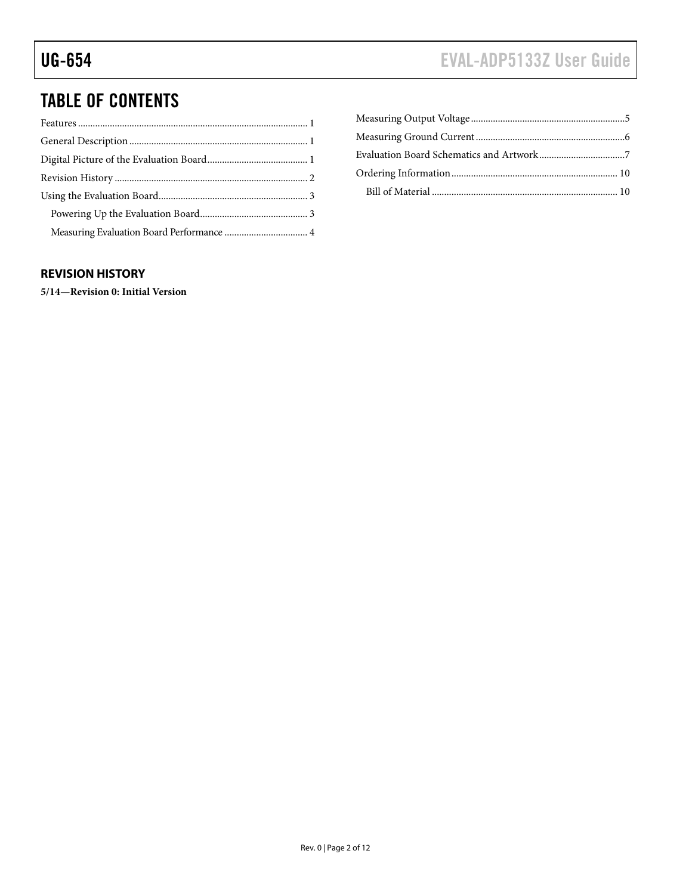# TABLE OF CONTENTS

Features ... 1
General Description ... 1
Digital Picture of the Evaluation Board ... 1
Revision History ... 2
Using the Evaluation Board ... 3
  Powering Up the Evaluation Board ... 3
  Measuring Evaluation Board Performance ... 4
Measuring Output Voltage ... 5
Measuring Ground Current ... 6
Evaluation Board Schematics and Artwork ... 7
Ordering Information ... 10
  Bill of Material ... 10

## REVISION HISTORY

**5/14—Revision 0: Initial Version**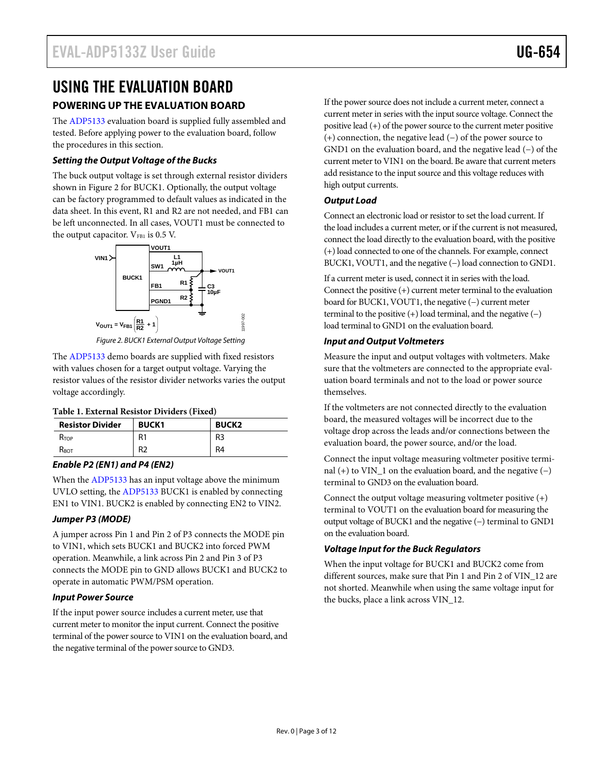# USING THE EVALUATION BOARD

## POWERING UP THE EVALUATION BOARD

The ADP5133 evaluation board is supplied fully assembled and tested. Before applying power to the evaluation board, follow the procedures in this section.

### *Setting the Output Voltage of the Bucks*

The buck output voltage is set through external resistor dividers shown in Figure 2 for BUCK1. Optionally, the output voltage can be factory programmed to default values as indicated in the data sheet. In this event, R1 and R2 are not needed, and FB1 can be left unconnected. In all cases, VOUT1 must be connected to the output capacitor. $V_{FB1}$ is 0.5 V.

$$V_{OUT1} = V_{FB1}\left(\frac{R1}{R2} + 1\right)$$

*Figure 2. BUCK1 External Output Voltage Setting*

The ADP5133 demo boards are supplied with fixed resistors with values chosen for a target output voltage. Varying the resistor values of the resistor divider networks varies the output voltage accordingly.

**Table 1. External Resistor Dividers (Fixed)**

| Resistor Divider | BUCK1 | BUCK2 |
|---|---|---|
| $R_{TOP}$ | R1 | R3 |
| $R_{BOT}$ | R2 | R4 |

### *Enable P2 (EN1) and P4 (EN2)*

When the ADP5133 has an input voltage above the minimum UVLO setting, the ADP5133 BUCK1 is enabled by connecting EN1 to VIN1. BUCK2 is enabled by connecting EN2 to VIN2.

### *Jumper P3 (MODE)*

A jumper across Pin 1 and Pin 2 of P3 connects the MODE pin to VIN1, which sets BUCK1 and BUCK2 into forced PWM operation. Meanwhile, a link across Pin 2 and Pin 3 of P3 connects the MODE pin to GND allows BUCK1 and BUCK2 to operate in automatic PWM/PSM operation.

### *Input Power Source*

If the input power source includes a current meter, use that current meter to monitor the input current. Connect the positive terminal of the power source to VIN1 on the evaluation board, and the negative terminal of the power source to GND3.

If the power source does not include a current meter, connect a current meter in series with the input source voltage. Connect the positive lead (+) of the power source to the current meter positive (+) connection, the negative lead (−) of the power source to GND1 on the evaluation board, and the negative lead (−) of the current meter to VIN1 on the board. Be aware that current meters add resistance to the input source and this voltage reduces with high output currents.

### *Output Load*

Connect an electronic load or resistor to set the load current. If the load includes a current meter, or if the current is not measured, connect the load directly to the evaluation board, with the positive (+) load connected to one of the channels. For example, connect BUCK1, VOUT1, and the negative (−) load connection to GND1.

If a current meter is used, connect it in series with the load. Connect the positive (+) current meter terminal to the evaluation board for BUCK1, VOUT1, the negative (−) current meter terminal to the positive (+) load terminal, and the negative (−) load terminal to GND1 on the evaluation board.

### *Input and Output Voltmeters*

Measure the input and output voltages with voltmeters. Make sure that the voltmeters are connected to the appropriate evaluation board terminals and not to the load or power source themselves.

If the voltmeters are not connected directly to the evaluation board, the measured voltages will be incorrect due to the voltage drop across the leads and/or connections between the evaluation board, the power source, and/or the load.

Connect the input voltage measuring voltmeter positive terminal (+) to VIN_1 on the evaluation board, and the negative (−) terminal to GND3 on the evaluation board.

Connect the output voltage measuring voltmeter positive (+) terminal to VOUT1 on the evaluation board for measuring the output voltage of BUCK1 and the negative (−) terminal to GND1 on the evaluation board.

### *Voltage Input for the Buck Regulators*

When the input voltage for BUCK1 and BUCK2 come from different sources, make sure that Pin 1 and Pin 2 of VIN_12 are not shorted. Meanwhile when using the same voltage input for the bucks, place a link across VIN_12.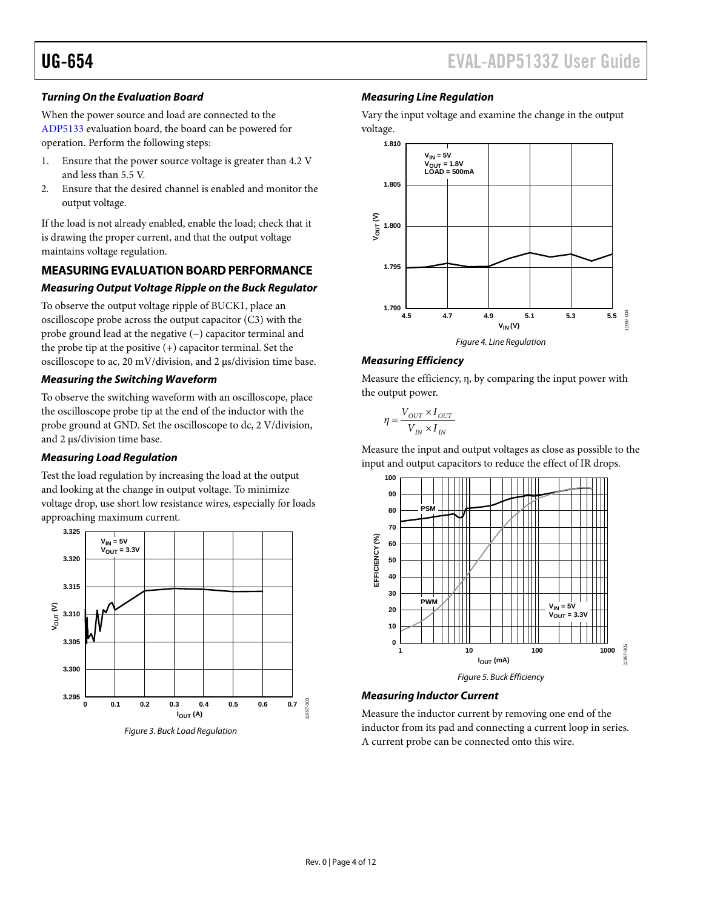#### *Turning On the Evaluation Board*

When the power source and load are connected to the ADP5133 evaluation board, the board can be powered for operation. Perform the following steps:

1. Ensure that the power source voltage is greater than 4.2 V and less than 5.5 V.
2. Ensure that the desired channel is enabled and monitor the output voltage.

If the load is not already enabled, enable the load; check that it is drawing the proper current, and that the output voltage maintains voltage regulation.

### MEASURING EVALUATION BOARD PERFORMANCE

#### *Measuring Output Voltage Ripple on the Buck Regulator*

To observe the output voltage ripple of BUCK1, place an oscilloscope probe across the output capacitor (C3) with the probe ground lead at the negative (−) capacitor terminal and the probe tip at the positive (+) capacitor terminal. Set the oscilloscope to ac, 20 mV/division, and 2 μs/division time base.

#### *Measuring the Switching Waveform*

To observe the switching waveform with an oscilloscope, place the oscilloscope probe tip at the end of the inductor with the probe ground at GND. Set the oscilloscope to dc, 2 V/division, and 2 μs/division time base.

#### *Measuring Load Regulation*

Test the load regulation by increasing the load at the output and looking at the change in output voltage. To minimize voltage drop, use short low resistance wires, especially for loads approaching maximum current.

*Figure 3. Buck Load Regulation*

#### *Measuring Line Regulation*

Vary the input voltage and examine the change in the output voltage.

*Figure 4. Line Regulation*

#### *Measuring Efficiency*

Measure the efficiency, η, by comparing the input power with the output power.

$$\eta = \frac{V_{OUT} \times I_{OUT}}{V_{IN} \times I_{IN}}$$

Measure the input and output voltages as close as possible to the input and output capacitors to reduce the effect of IR drops.

*Figure 5. Buck Efficiency*

#### *Measuring Inductor Current*

Measure the inductor current by removing one end of the inductor from its pad and connecting a current loop in series. A current probe can be connected onto this wire.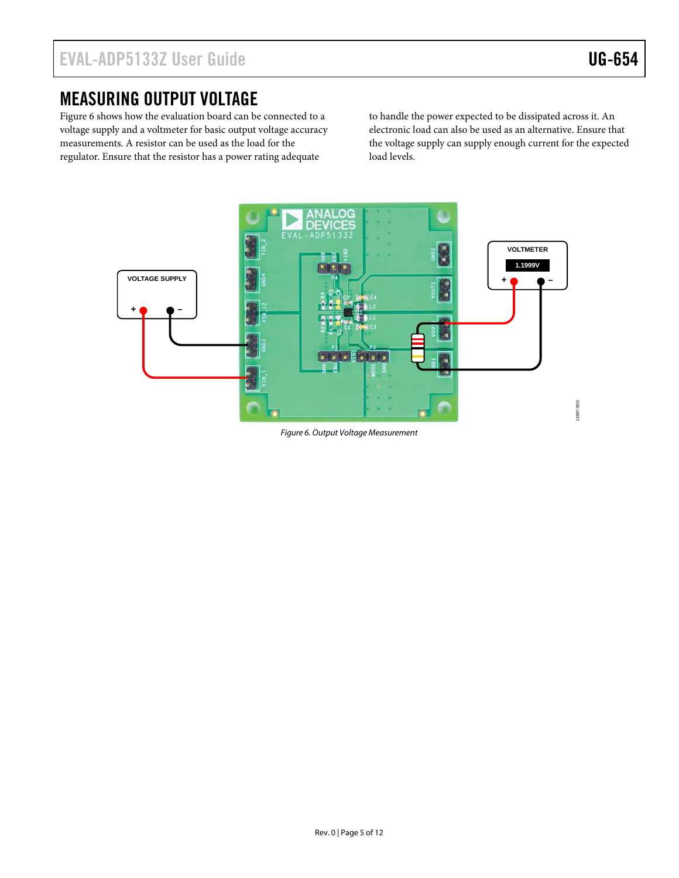## MEASURING OUTPUT VOLTAGE

Figure 6 shows how the evaluation board can be connected to a voltage supply and a voltmeter for basic output voltage accuracy measurements. A resistor can be used as the load for the regulator. Ensure that the resistor has a power rating adequate to handle the power expected to be dissipated across it. An electronic load can also be used as an alternative. Ensure that the voltage supply can supply enough current for the expected load levels.

*Figure 6. Output Voltage Measurement*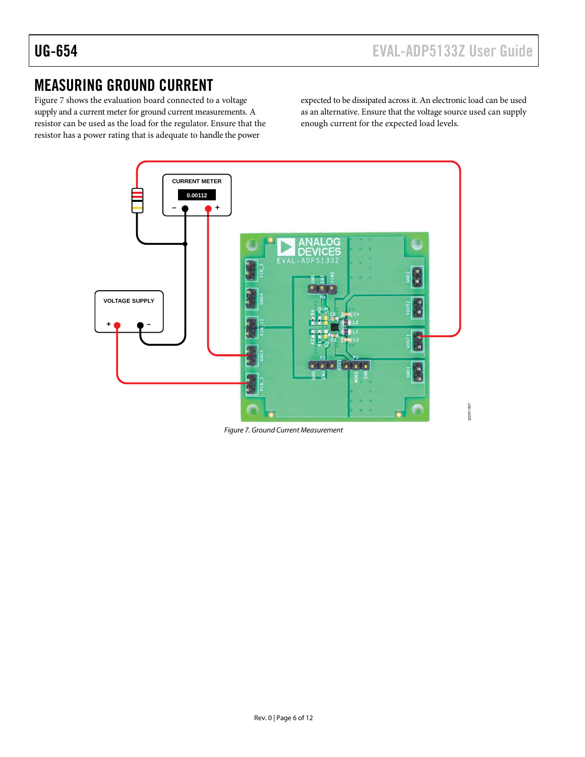## MEASURING GROUND CURRENT

Figure 7 shows the evaluation board connected to a voltage supply and a current meter for ground current measurements. A resistor can be used as the load for the regulator. Ensure that the resistor has a power rating that is adequate to handle the power expected to be dissipated across it. An electronic load can be used as an alternative. Ensure that the voltage source used can supply enough current for the expected load levels.

*Figure 7. Ground Current Measurement*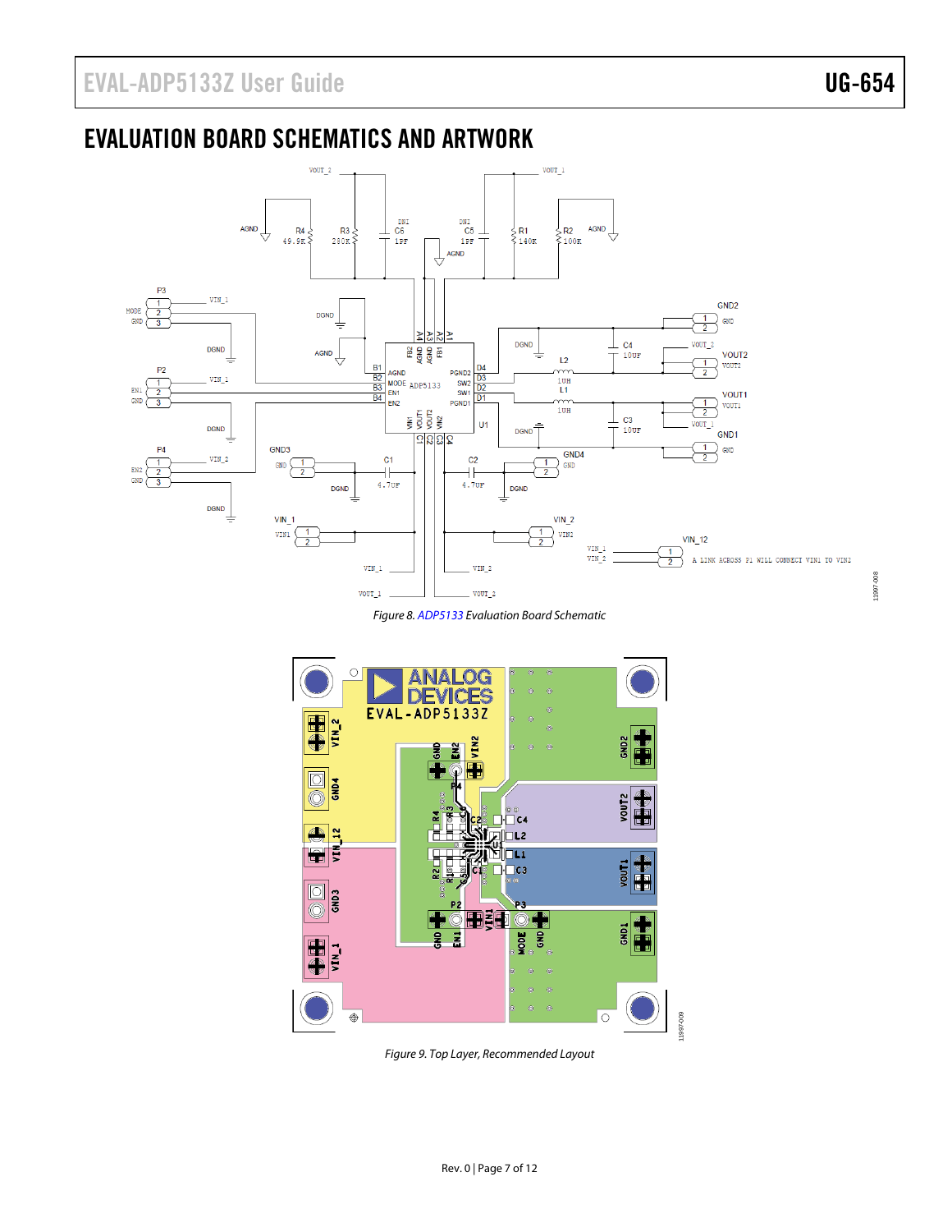## EVALUATION BOARD SCHEMATICS AND ARTWORK

Figure 8. ADP5133 Evaluation Board Schematic

Figure 9. Top Layer, Recommended Layout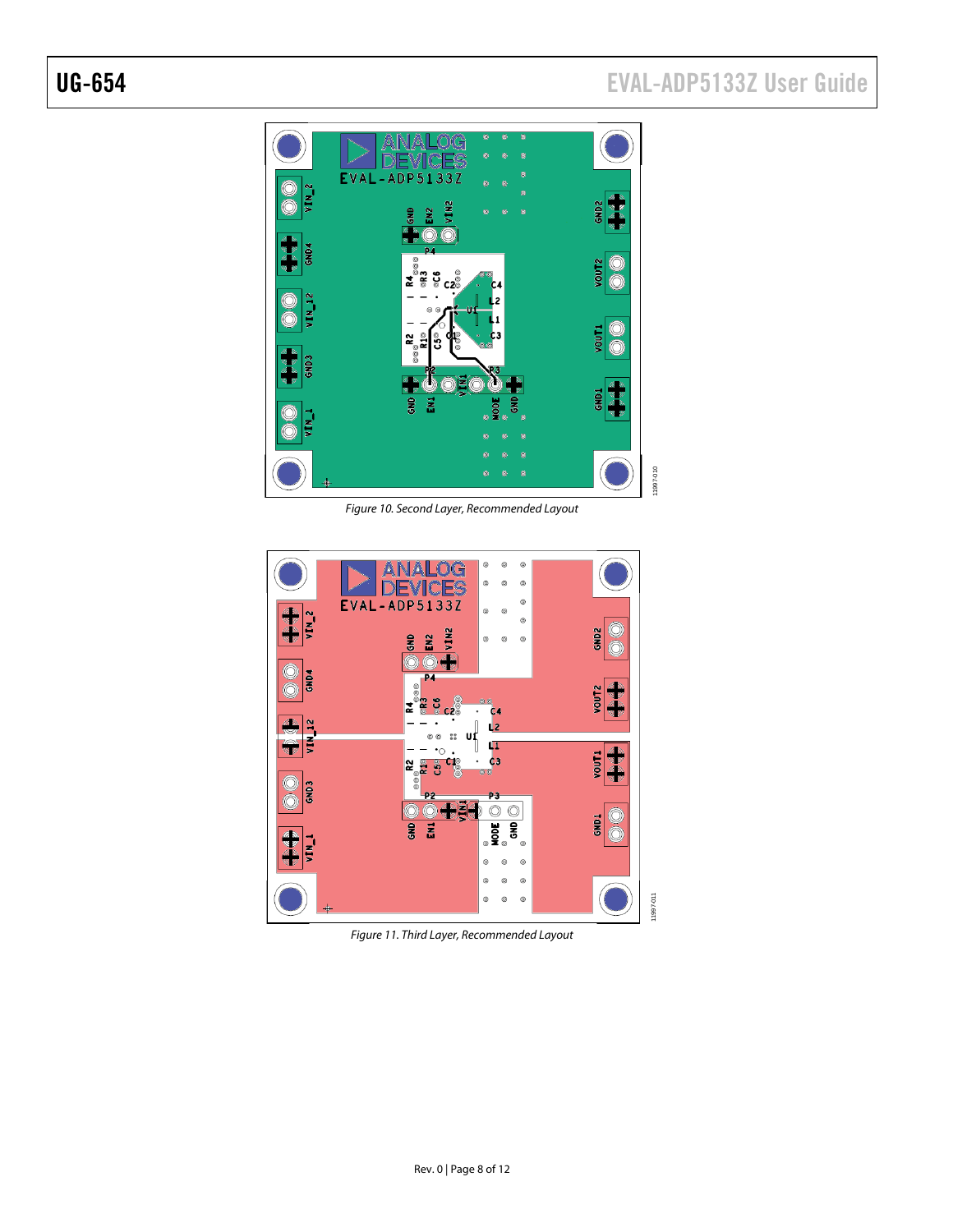Figure 10. Second Layer, Recommended Layout

Figure 11. Third Layer, Recommended Layout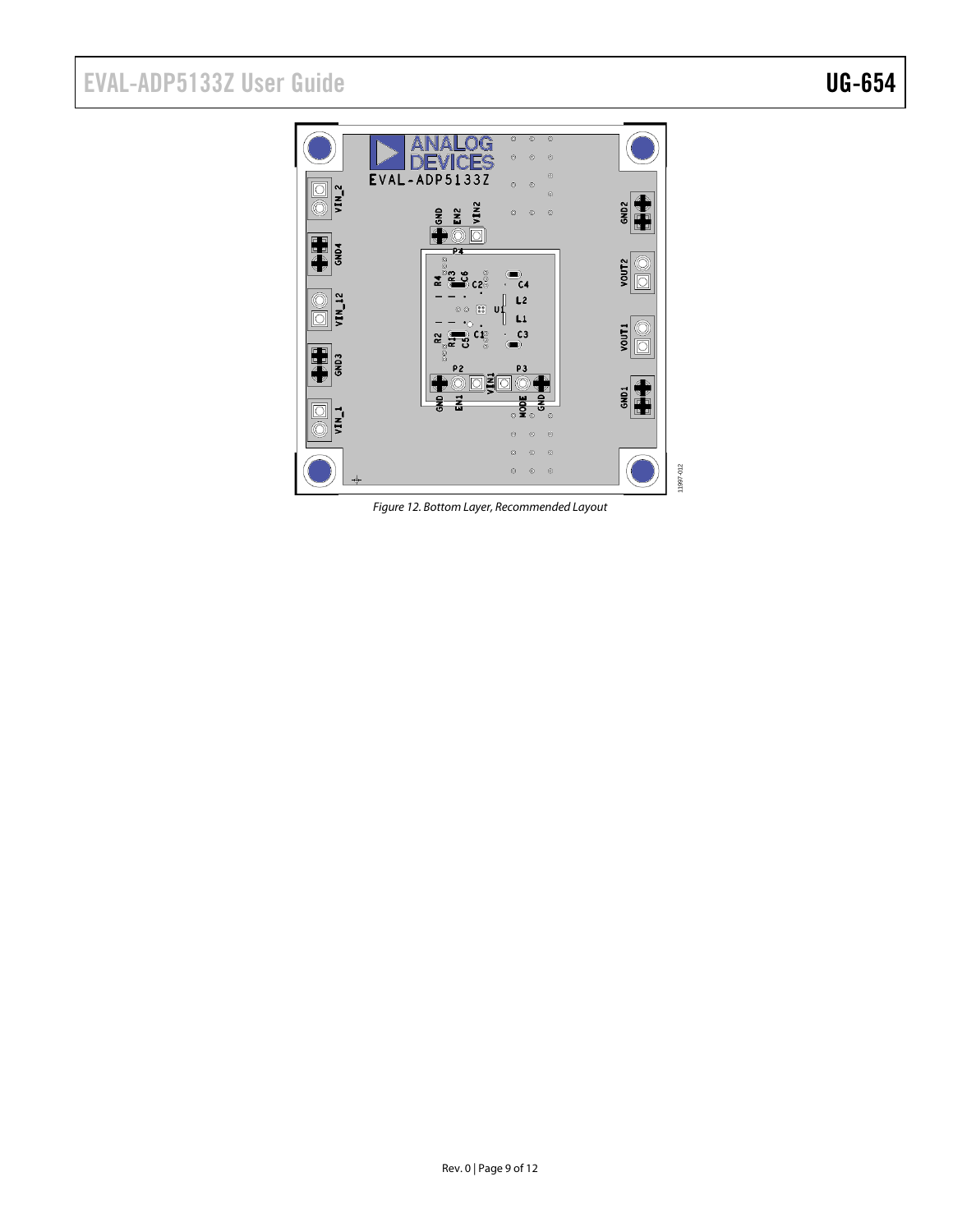Figure 12. Bottom Layer, Recommended Layout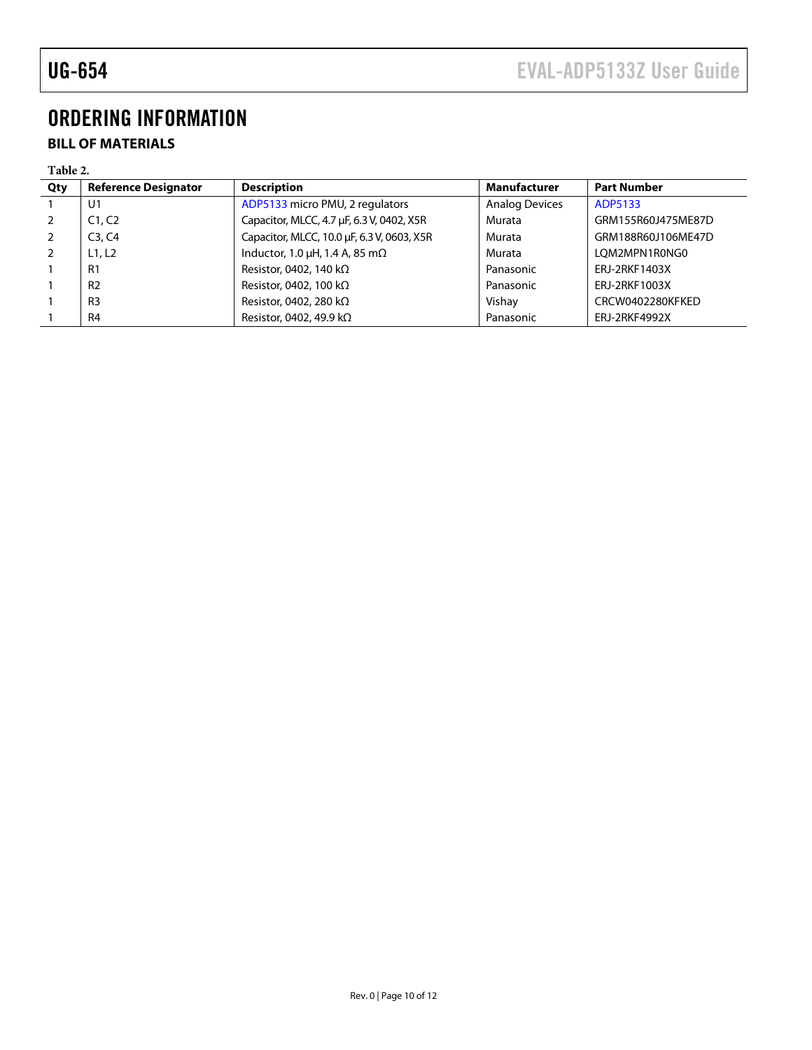# ORDERING INFORMATION

## BILL OF MATERIALS

Table 2.

| Qty | Reference Designator | Description | Manufacturer | Part Number |
|---|---|---|---|---|
| 1 | U1 | ADP5133 micro PMU, 2 regulators | Analog Devices | ADP5133 |
| 2 | C1, C2 | Capacitor, MLCC, 4.7 µF, 6.3 V, 0402, X5R | Murata | GRM155R60J475ME87D |
| 2 | C3, C4 | Capacitor, MLCC, 10.0 µF, 6.3 V, 0603, X5R | Murata | GRM188R60J106ME47D |
| 2 | L1, L2 | Inductor, 1.0 µH, 1.4 A, 85 mΩ | Murata | LQM2MPN1R0NG0 |
| 1 | R1 | Resistor, 0402, 140 kΩ | Panasonic | ERJ-2RKF1403X |
| 1 | R2 | Resistor, 0402, 100 kΩ | Panasonic | ERJ-2RKF1003X |
| 1 | R3 | Resistor, 0402, 280 kΩ | Vishay | CRCW0402280KFKED |
| 1 | R4 | Resistor, 0402, 49.9 kΩ | Panasonic | ERJ-2RKF4992X |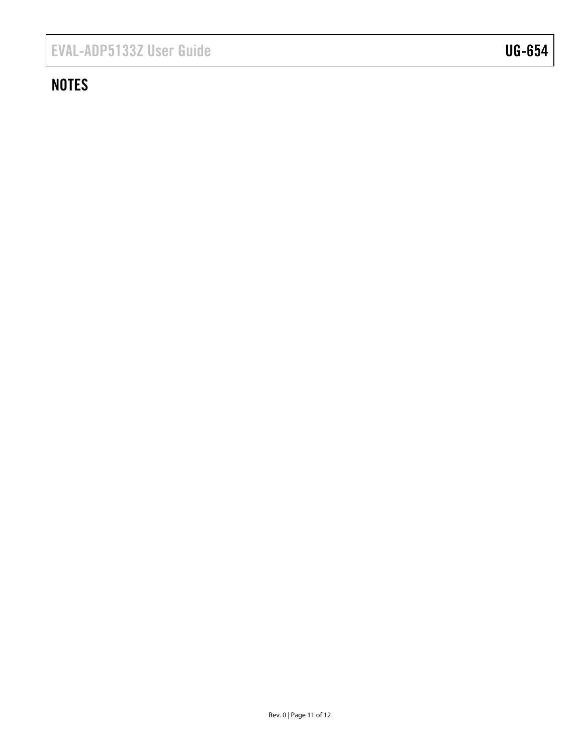## NOTES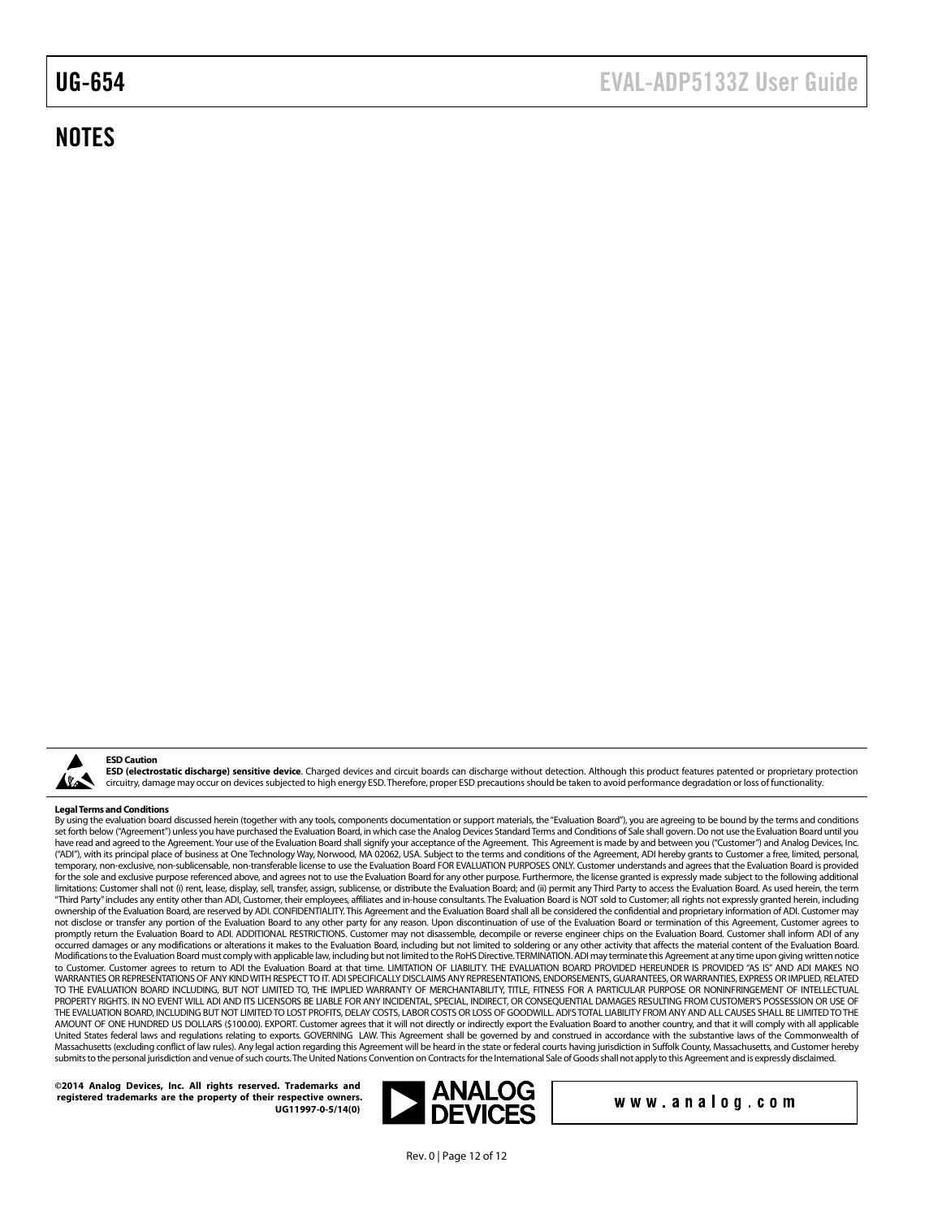# NOTES

**ESD Caution**

**ESD (electrostatic discharge) sensitive device**. Charged devices and circuit boards can discharge without detection. Although this product features patented or proprietary protection circuitry, damage may occur on devices subjected to high energy ESD. Therefore, proper ESD precautions should be taken to avoid performance degradation or loss of functionality.

**Legal Terms and Conditions**

By using the evaluation board discussed herein (together with any tools, components documentation or support materials, the "Evaluation Board"), you are agreeing to be bound by the terms and conditions set forth below ("Agreement") unless you have purchased the Evaluation Board, in which case the Analog Devices Standard Terms and Conditions of Sale shall govern. Do not use the Evaluation Board until you have read and agreed to the Agreement. Your use of the Evaluation Board shall signify your acceptance of the Agreement. This Agreement is made by and between you ("Customer") and Analog Devices, Inc. ("ADI"), with its principal place of business at One Technology Way, Norwood, MA 02062, USA. Subject to the terms and conditions of the Agreement, ADI hereby grants to Customer a free, limited, personal, temporary, non-exclusive, non-sublicensable, non-transferable license to use the Evaluation Board FOR EVALUATION PURPOSES ONLY. Customer understands and agrees that the Evaluation Board is provided for the sole and exclusive purpose referenced above, and agrees not to use the Evaluation Board for any other purpose. Furthermore, the license granted is expressly made subject to the following additional limitations: Customer shall not (i) rent, lease, display, sell, transfer, assign, sublicense, or distribute the Evaluation Board; and (ii) permit any Third Party to access the Evaluation Board. As used herein, the term "Third Party" includes any entity other than ADI, Customer, their employees, affiliates and in-house consultants. The Evaluation Board is NOT sold to Customer; all rights not expressly granted herein, including ownership of the Evaluation Board, are reserved by ADI. CONFIDENTIALITY. This Agreement and the Evaluation Board shall all be considered the confidential and proprietary information of ADI. Customer may not disclose or transfer any portion of the Evaluation Board to any other party for any reason. Upon discontinuation of use of the Evaluation Board or termination of this Agreement, Customer agrees to promptly return the Evaluation Board to ADI. ADDITIONAL RESTRICTIONS. Customer may not disassemble, decompile or reverse engineer chips on the Evaluation Board. Customer shall inform ADI of any occurred damages or any modifications or alterations it makes to the Evaluation Board, including but not limited to soldering or any other activity that affects the material content of the Evaluation Board. Modifications to the Evaluation Board must comply with applicable law, including but not limited to the RoHS Directive. TERMINATION. ADI may terminate this Agreement at any time upon giving written notice to Customer. Customer agrees to return to ADI the Evaluation Board at that time. LIMITATION OF LIABILITY. THE EVALUATION BOARD PROVIDED HEREUNDER IS PROVIDED "AS IS" AND ADI MAKES NO WARRANTIES OR REPRESENTATIONS OF ANY KIND WITH RESPECT TO IT. ADI SPECIFICALLY DISCLAIMS ANY REPRESENTATIONS, ENDORSEMENTS, GUARANTEES, OR WARRANTIES, EXPRESS OR IMPLIED, RELATED TO THE EVALUATION BOARD INCLUDING, BUT NOT LIMITED TO, THE IMPLIED WARRANTY OF MERCHANTABILITY, TITLE, FITNESS FOR A PARTICULAR PURPOSE OR NONINFRINGEMENT OF INTELLECTUAL PROPERTY RIGHTS. IN NO EVENT WILL ADI AND ITS LICENSORS BE LIABLE FOR ANY INCIDENTAL, SPECIAL, INDIRECT, OR CONSEQUENTIAL DAMAGES RESULTING FROM CUSTOMER'S POSSESSION OR USE OF THE EVALUATION BOARD, INCLUDING BUT NOT LIMITED TO LOST PROFITS, DELAY COSTS, LABOR COSTS OR LOSS OF GOODWILL. ADI'S TOTAL LIABILITY FROM ANY AND ALL CAUSES SHALL BE LIMITED TO THE AMOUNT OF ONE HUNDRED US DOLLARS ($100.00). EXPORT. Customer agrees that it will not directly or indirectly export the Evaluation Board to another country, and that it will comply with all applicable United States federal laws and regulations relating to exports. GOVERNING LAW. This Agreement shall be governed by and construed in accordance with the substantive laws of the Commonwealth of Massachusetts (excluding conflict of law rules). Any legal action regarding this Agreement will be heard in the state or federal courts having jurisdiction in Suffolk County, Massachusetts, and Customer hereby submits to the personal jurisdiction and venue of such courts. The United Nations Convention on Contracts for the International Sale of Goods shall not apply to this Agreement and is expressly disclaimed.

**©2014 Analog Devices, Inc. All rights reserved. Trademarks and registered trademarks are the property of their respective owners. UG11997-0-5/14(0)**

ANALOG DEVICES

www.analog.com